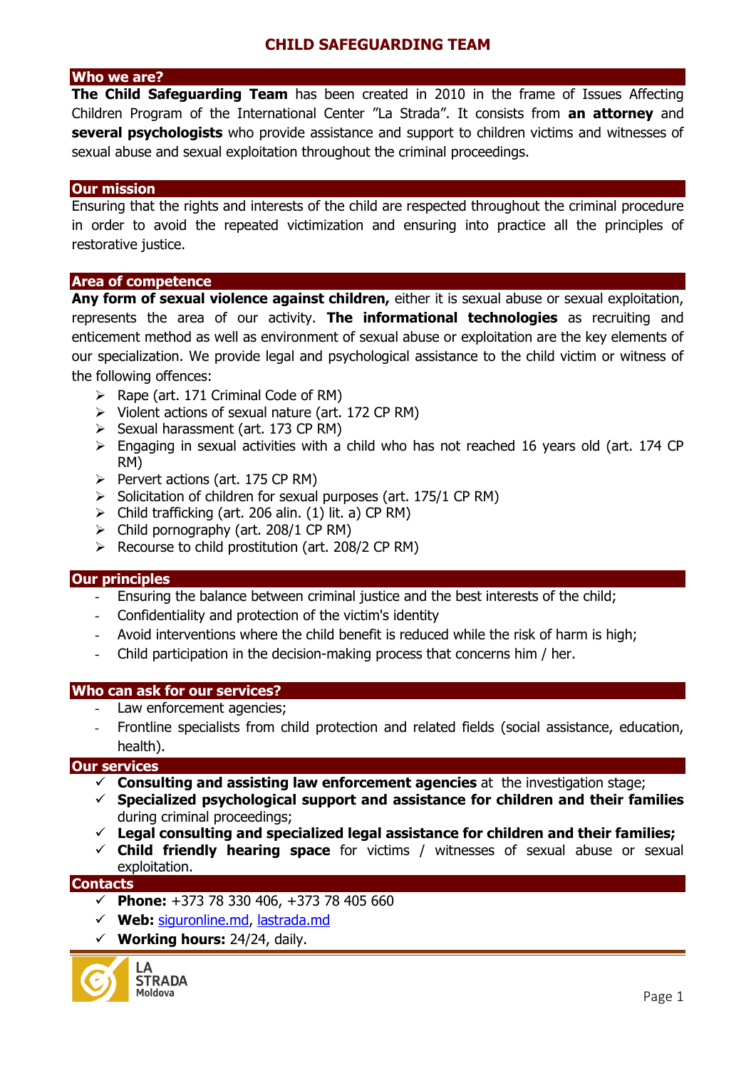# CHILD SAFEGUARDING TEAM

## Who we are?

**The Child Safeguarding Team** has been created in 2010 in the frame of Issues Affecting Children Program of the International Center "La Strada". It consists from **an attorney** and **several psychologists** who provide assistance and support to children victims and witnesses of sexual abuse and sexual exploitation throughout the criminal proceedings.

## Our mission

Ensuring that the rights and interests of the child are respected throughout the criminal procedure in order to avoid the repeated victimization and ensuring into practice all the principles of restorative justice.

## Area of competence

**Any form of sexual violence against children,** either it is sexual abuse or sexual exploitation, represents the area of our activity. **The informational technologies** as recruiting and enticement method as well as environment of sexual abuse or exploitation are the key elements of our specialization. We provide legal and psychological assistance to the child victim or witness of the following offences:

- Rape (art. 171 Criminal Code of RM)
- Violent actions of sexual nature (art. 172 CP RM)
- Sexual harassment (art. 173 CP RM)
- Engaging in sexual activities with a child who has not reached 16 years old (art. 174 CP RM)
- Pervert actions (art. 175 CP RM)
- Solicitation of children for sexual purposes (art. 175/1 CP RM)
- Child trafficking (art. 206 alin. (1) lit. a) CP RM)
- Child pornography (art. 208/1 CP RM)
- Recourse to child prostitution (art. 208/2 CP RM)

## Our principles

- Ensuring the balance between criminal justice and the best interests of the child;
- Confidentiality and protection of the victim's identity
- Avoid interventions where the child benefit is reduced while the risk of harm is high;
- Child participation in the decision-making process that concerns him / her.

## Who can ask for our services?

- Law enforcement agencies;
- Frontline specialists from child protection and related fields (social assistance, education, health).

## Our services

- **Consulting and assisting law enforcement agencies** at the investigation stage;
- **Specialized psychological support and assistance for children and their families** during criminal proceedings;
- **Legal consulting and specialized legal assistance for children and their families;**
- **Child friendly hearing space** for victims / witnesses of sexual abuse or sexual exploitation.

## Contacts

- **Phone:** +373 78 330 406, +373 78 405 660
- **Web:** siguronline.md, lastrada.md
- **Working hours:** 24/24, daily.

LA STRADA Moldova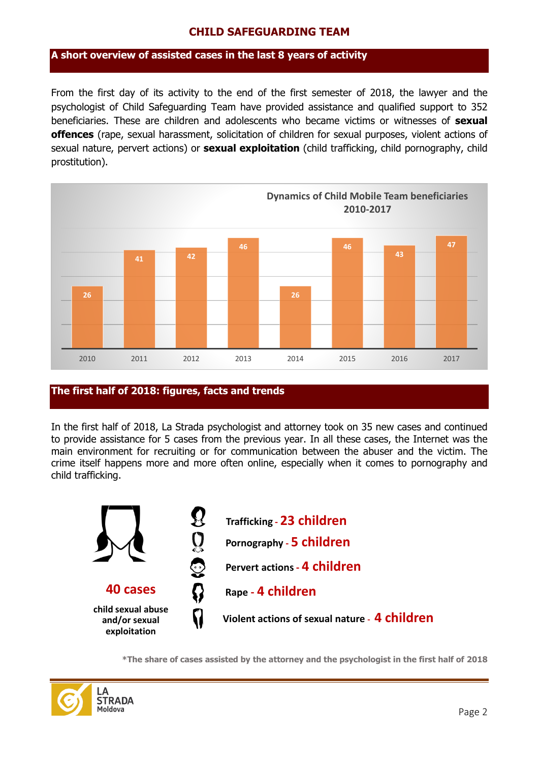# CHILD SAFEGUARDING TEAM

## A short overview of assisted cases in the last 8 years of activity

From the first day of its activity to the end of the first semester of 2018, the lawyer and the psychologist of Child Safeguarding Team have provided assistance and qualified support to 352 beneficiaries. These are children and adolescents who became victims or witnesses of **sexual offences** (rape, sexual harassment, solicitation of children for sexual purposes, violent actions of sexual nature, pervert actions) or **sexual exploitation** (child trafficking, child pornography, child prostitution).

**Dynamics of Child Mobile Team beneficiaries 2010-2017**

| Year | Beneficiaries |
|---|---|
| 2010 | 26 |
| 2011 | 41 |
| 2012 | 42 |
| 2013 | 46 |
| 2014 | 26 |
| 2015 | 46 |
| 2016 | 43 |
| 2017 | 47 |

## The first half of 2018: figures, facts and trends

In the first half of 2018, La Strada psychologist and attorney took on 35 new cases and continued to provide assistance for 5 cases from the previous year. In all these cases, the Internet was the main environment for recruiting or for communication between the abuser and the victim. The crime itself happens more and more often online, especially when it comes to pornography and child trafficking.

**40 cases**

**child sexual abuse and/or sexual exploitation**

- **Trafficking** - **23 children**
- **Pornography** - **5 children**
- **Pervert actions** - **4 children**
- **Rape** - **4 children**
- **Violent actions of sexual nature** - **4 children**

***The share of cases assisted by the attorney and the psychologist in the first half of 2018**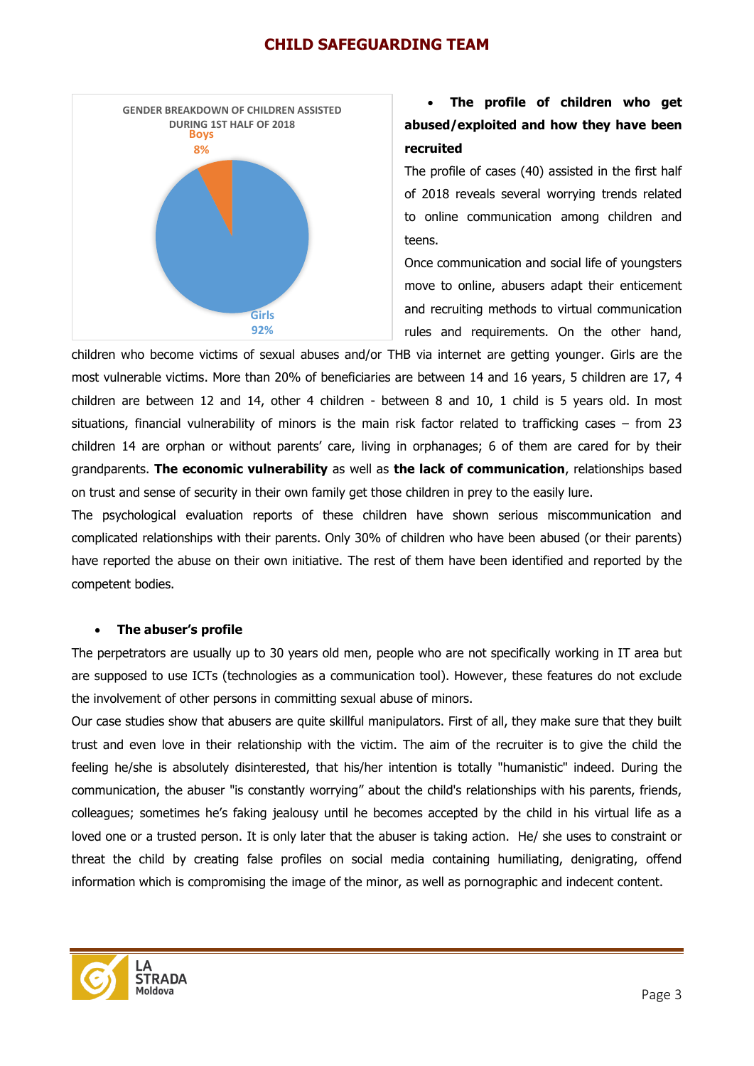## CHILD SAFEGUARDING TEAM

GENDER BREAKDOWN OF CHILDREN ASSISTED DURING 1ST HALF OF 2018

Boys
8%

Girls
92%

- **The profile of children who get abused/exploited and how they have been recruited**

The profile of cases (40) assisted in the first half of 2018 reveals several worrying trends related to online communication among children and teens.

Once communication and social life of youngsters move to online, abusers adapt their enticement and recruiting methods to virtual communication rules and requirements. On the other hand, children who become victims of sexual abuses and/or THB via internet are getting younger. Girls are the most vulnerable victims. More than 20% of beneficiaries are between 14 and 16 years, 5 children are 17, 4 children are between 12 and 14, other 4 children - between 8 and 10, 1 child is 5 years old. In most situations, financial vulnerability of minors is the main risk factor related to trafficking cases – from 23 children 14 are orphan or without parents' care, living in orphanages; 6 of them are cared for by their grandparents. **The economic vulnerability** as well as **the lack of communication**, relationships based on trust and sense of security in their own family get those children in prey to the easily lure.

The psychological evaluation reports of these children have shown serious miscommunication and complicated relationships with their parents. Only 30% of children who have been abused (or their parents) have reported the abuse on their own initiative. The rest of them have been identified and reported by the competent bodies.

- **The abuser's profile**

The perpetrators are usually up to 30 years old men, people who are not specifically working in IT area but are supposed to use ICTs (technologies as a communication tool). However, these features do not exclude the involvement of other persons in committing sexual abuse of minors.

Our case studies show that abusers are quite skillful manipulators. First of all, they make sure that they built trust and even love in their relationship with the victim. The aim of the recruiter is to give the child the feeling he/she is absolutely disinterested, that his/her intention is totally "humanistic" indeed. During the communication, the abuser "is constantly worrying" about the child's relationships with his parents, friends, colleagues; sometimes he's faking jealousy until he becomes accepted by the child in his virtual life as a loved one or a trusted person. It is only later that the abuser is taking action. He/ she uses to constraint or threat the child by creating false profiles on social media containing humiliating, denigrating, offend information which is compromising the image of the minor, as well as pornographic and indecent content.